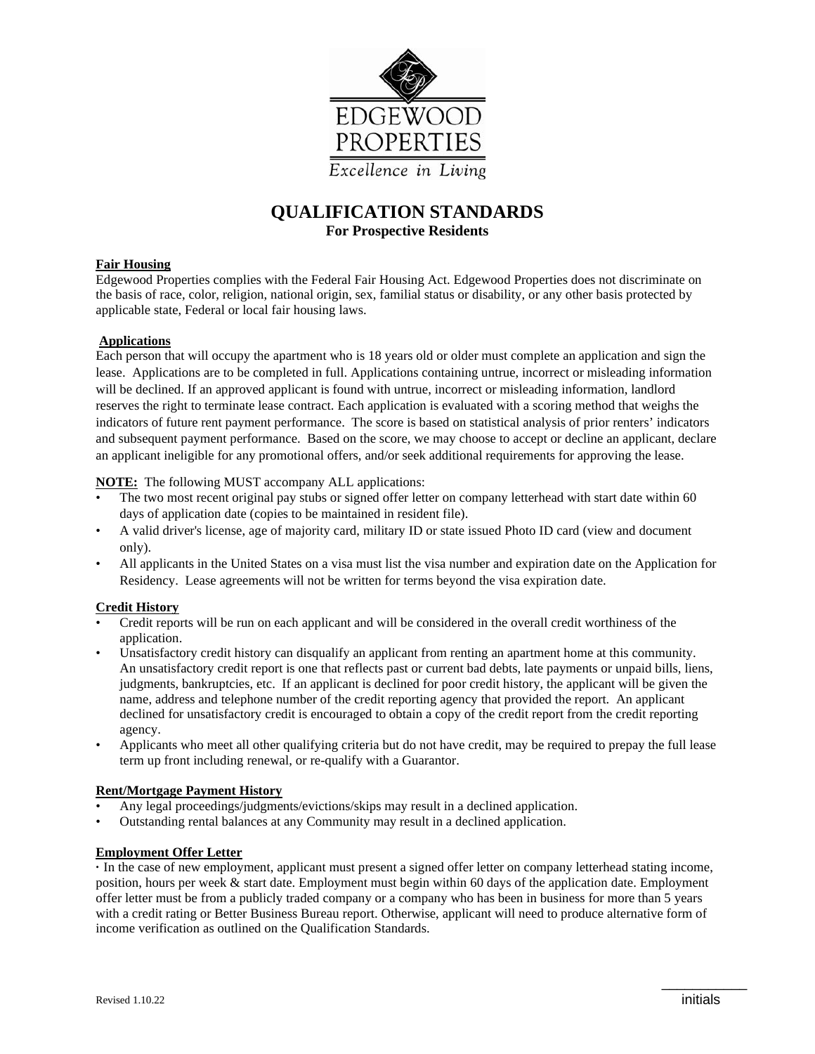EDGEWOOD PROPERTIES

*Excellence in Living*

# QUALIFICATION STANDARDS

## For Prospective Residents

**Fair Housing**

Edgewood Properties complies with the Federal Fair Housing Act. Edgewood Properties does not discriminate on the basis of race, color, religion, national origin, sex, familial status or disability, or any other basis protected by applicable state, Federal or local fair housing laws.

**Applications**

Each person that will occupy the apartment who is 18 years old or older must complete an application and sign the lease. Applications are to be completed in full. Applications containing untrue, incorrect or misleading information will be declined. If an approved applicant is found with untrue, incorrect or misleading information, landlord reserves the right to terminate lease contract. Each application is evaluated with a scoring method that weighs the indicators of future rent payment performance. The score is based on statistical analysis of prior renters' indicators and subsequent payment performance. Based on the score, we may choose to accept or decline an applicant, declare an applicant ineligible for any promotional offers, and/or seek additional requirements for approving the lease.

**NOTE:** The following MUST accompany ALL applications:

- The two most recent original pay stubs or signed offer letter on company letterhead with start date within 60 days of application date (copies to be maintained in resident file).
- A valid driver's license, age of majority card, military ID or state issued Photo ID card (view and document only).
- All applicants in the United States on a visa must list the visa number and expiration date on the Application for Residency. Lease agreements will not be written for terms beyond the visa expiration date.

**Credit History**

- Credit reports will be run on each applicant and will be considered in the overall credit worthiness of the application.
- Unsatisfactory credit history can disqualify an applicant from renting an apartment home at this community. An unsatisfactory credit report is one that reflects past or current bad debts, late payments or unpaid bills, liens, judgments, bankruptcies, etc. If an applicant is declined for poor credit history, the applicant will be given the name, address and telephone number of the credit reporting agency that provided the report. An applicant declined for unsatisfactory credit is encouraged to obtain a copy of the credit report from the credit reporting agency.
- Applicants who meet all other qualifying criteria but do not have credit, may be required to prepay the full lease term up front including renewal, or re-qualify with a Guarantor.

**Rent/Mortgage Payment History**

- Any legal proceedings/judgments/evictions/skips may result in a declined application.
- Outstanding rental balances at any Community may result in a declined application.

**Employment Offer Letter**

· In the case of new employment, applicant must present a signed offer letter on company letterhead stating income, position, hours per week & start date. Employment must begin within 60 days of the application date. Employment offer letter must be from a publicly traded company or a company who has been in business for more than 5 years with a credit rating or Better Business Bureau report. Otherwise, applicant will need to produce alternative form of income verification as outlined on the Qualification Standards.

Revised 1.10.22

___________ initials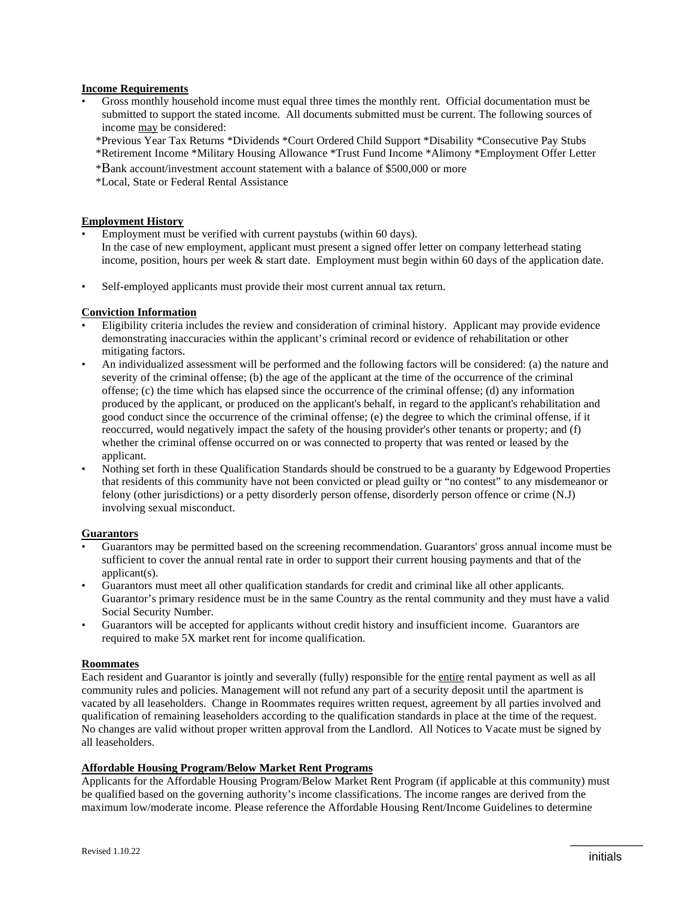**Income Requirements**

- Gross monthly household income must equal three times the monthly rent. Official documentation must be submitted to support the stated income. All documents submitted must be current. The following sources of income may be considered:

  *Previous Year Tax Returns *Dividends *Court Ordered Child Support *Disability *Consecutive Pay Stubs
  *Retirement Income *Military Housing Allowance *Trust Fund Income *Alimony *Employment Offer Letter
  *Bank account/investment account statement with a balance of $500,000 or more
  *Local, State or Federal Rental Assistance

**Employment History**

- Employment must be verified with current paystubs (within 60 days).
  In the case of new employment, applicant must present a signed offer letter on company letterhead stating income, position, hours per week & start date. Employment must begin within 60 days of the application date.
- Self-employed applicants must provide their most current annual tax return.

**Conviction Information**

- Eligibility criteria includes the review and consideration of criminal history. Applicant may provide evidence demonstrating inaccuracies within the applicant's criminal record or evidence of rehabilitation or other mitigating factors.
- An individualized assessment will be performed and the following factors will be considered: (a) the nature and severity of the criminal offense; (b) the age of the applicant at the time of the occurrence of the criminal offense; (c) the time which has elapsed since the occurrence of the criminal offense; (d) any information produced by the applicant, or produced on the applicant's behalf, in regard to the applicant's rehabilitation and good conduct since the occurrence of the criminal offense; (e) the degree to which the criminal offense, if it reoccurred, would negatively impact the safety of the housing provider's other tenants or property; and (f) whether the criminal offense occurred on or was connected to property that was rented or leased by the applicant.
- Nothing set forth in these Qualification Standards should be construed to be a guaranty by Edgewood Properties that residents of this community have not been convicted or plead guilty or "no contest" to any misdemeanor or felony (other jurisdictions) or a petty disorderly person offense, disorderly person offence or crime (N.J) involving sexual misconduct.

**Guarantors**

- Guarantors may be permitted based on the screening recommendation. Guarantors' gross annual income must be sufficient to cover the annual rental rate in order to support their current housing payments and that of the applicant(s).
- Guarantors must meet all other qualification standards for credit and criminal like all other applicants. Guarantor's primary residence must be in the same Country as the rental community and they must have a valid Social Security Number.
- Guarantors will be accepted for applicants without credit history and insufficient income. Guarantors are required to make 5X market rent for income qualification.

**Roommates**

Each resident and Guarantor is jointly and severally (fully) responsible for the entire rental payment as well as all community rules and policies. Management will not refund any part of a security deposit until the apartment is vacated by all leaseholders. Change in Roommates requires written request, agreement by all parties involved and qualification of remaining leaseholders according to the qualification standards in place at the time of the request. No changes are valid without proper written approval from the Landlord. All Notices to Vacate must be signed by all leaseholders.

**Affordable Housing Program/Below Market Rent Programs**

Applicants for the Affordable Housing Program/Below Market Rent Program (if applicable at this community) must be qualified based on the governing authority's income classifications. The income ranges are derived from the maximum low/moderate income. Please reference the Affordable Housing Rent/Income Guidelines to determine

Revised 1.10.22

\_\_\_\_\_\_\_\_\_\_
initials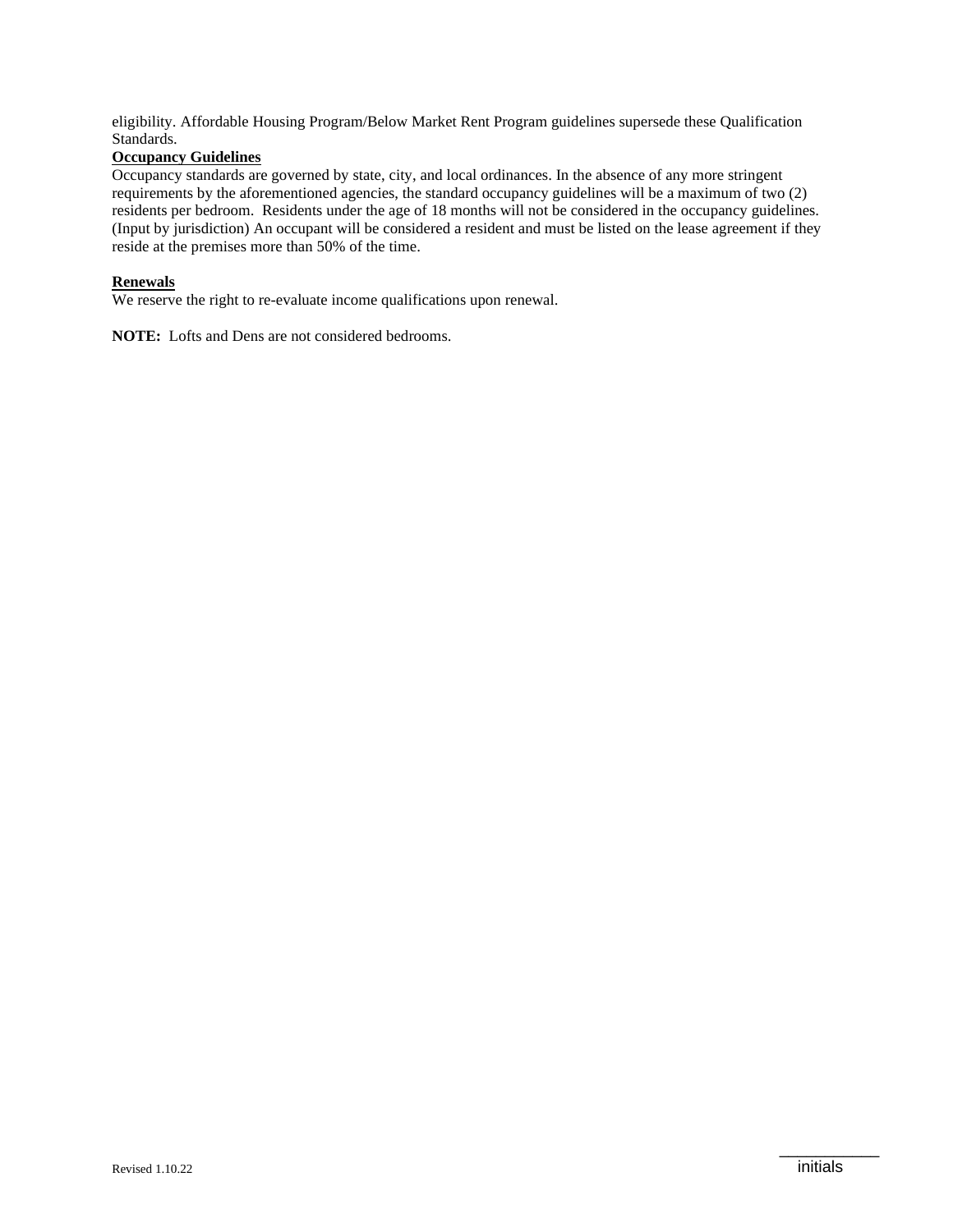eligibility. Affordable Housing Program/Below Market Rent Program guidelines supersede these Qualification Standards.

**Occupancy Guidelines**

Occupancy standards are governed by state, city, and local ordinances. In the absence of any more stringent requirements by the aforementioned agencies, the standard occupancy guidelines will be a maximum of two (2) residents per bedroom. Residents under the age of 18 months will not be considered in the occupancy guidelines. (Input by jurisdiction) An occupant will be considered a resident and must be listed on the lease agreement if they reside at the premises more than 50% of the time.

**Renewals**

We reserve the right to re-evaluate income qualifications upon renewal.

**NOTE:** Lofts and Dens are not considered bedrooms.